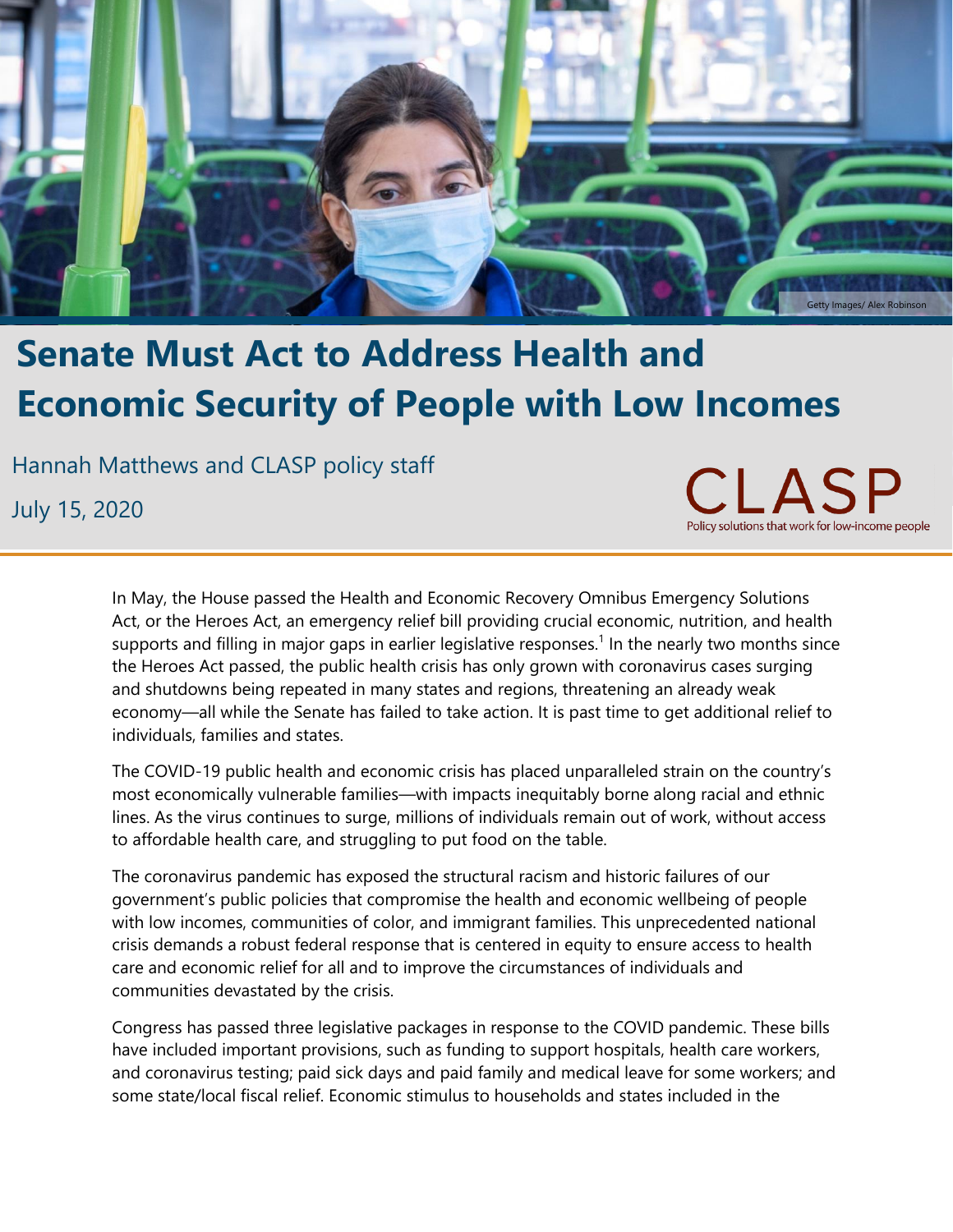# Senate Must Act to Address Health and Economic Security of People with Low Incomes

Hannah Matthews and CLASP policy staff

July 15, 2020

In May, the House passed the Health and Economic Recovery Omnibus Emergency Solutions Act, or the Heroes Act, an emergency relief bill providing crucial economic, nutrition, and health supports and filling in major gaps in earlier legislative responses.[1] In the nearly two months since the Heroes Act passed, the public health crisis has only grown with coronavirus cases surging and shutdowns being repeated in many states and regions, threatening an already weak economy—all while the Senate has failed to take action. It is past time to get additional relief to individuals, families and states.

The COVID-19 public health and economic crisis has placed unparalleled strain on the country's most economically vulnerable families—with impacts inequitably borne along racial and ethnic lines. As the virus continues to surge, millions of individuals remain out of work, without access to affordable health care, and struggling to put food on the table.

The coronavirus pandemic has exposed the structural racism and historic failures of our government's public policies that compromise the health and economic wellbeing of people with low incomes, communities of color, and immigrant families. This unprecedented national crisis demands a robust federal response that is centered in equity to ensure access to health care and economic relief for all and to improve the circumstances of individuals and communities devastated by the crisis.

Congress has passed three legislative packages in response to the COVID pandemic. These bills have included important provisions, such as funding to support hospitals, health care workers, and coronavirus testing; paid sick days and paid family and medical leave for some workers; and some state/local fiscal relief. Economic stimulus to households and states included in the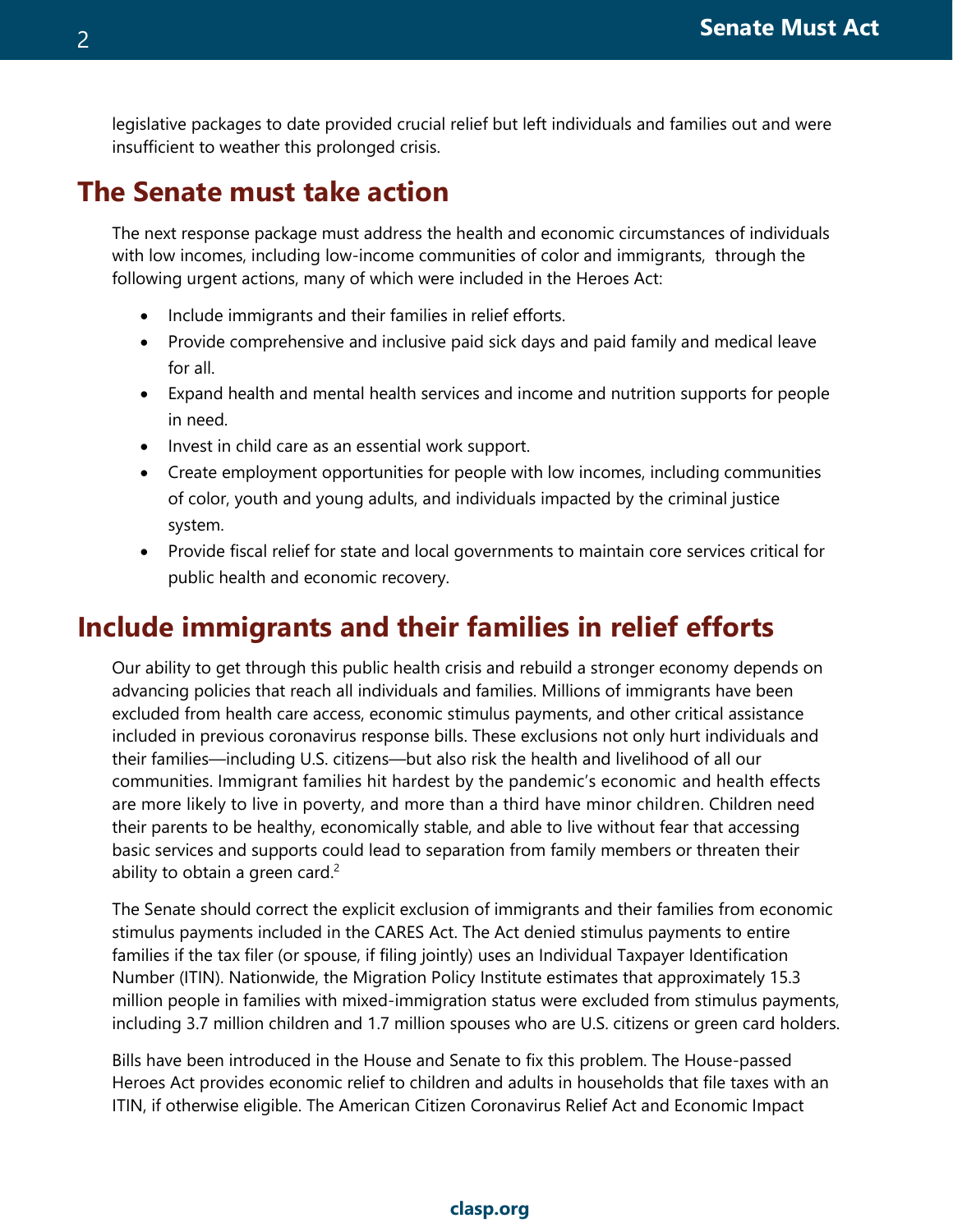legislative packages to date provided crucial relief but left individuals and families out and were insufficient to weather this prolonged crisis.

## The Senate must take action

The next response package must address the health and economic circumstances of individuals with low incomes, including low-income communities of color and immigrants, through the following urgent actions, many of which were included in the Heroes Act:

- Include immigrants and their families in relief efforts.
- Provide comprehensive and inclusive paid sick days and paid family and medical leave for all.
- Expand health and mental health services and income and nutrition supports for people in need.
- Invest in child care as an essential work support.
- Create employment opportunities for people with low incomes, including communities of color, youth and young adults, and individuals impacted by the criminal justice system.
- Provide fiscal relief for state and local governments to maintain core services critical for public health and economic recovery.

## Include immigrants and their families in relief efforts

Our ability to get through this public health crisis and rebuild a stronger economy depends on advancing policies that reach all individuals and families. Millions of immigrants have been excluded from health care access, economic stimulus payments, and other critical assistance included in previous coronavirus response bills. These exclusions not only hurt individuals and their families—including U.S. citizens—but also risk the health and livelihood of all our communities. Immigrant families hit hardest by the pandemic's economic and health effects are more likely to live in poverty, and more than a third have minor children. Children need their parents to be healthy, economically stable, and able to live without fear that accessing basic services and supports could lead to separation from family members or threaten their ability to obtain a green card.[2]

The Senate should correct the explicit exclusion of immigrants and their families from economic stimulus payments included in the CARES Act. The Act denied stimulus payments to entire families if the tax filer (or spouse, if filing jointly) uses an Individual Taxpayer Identification Number (ITIN). Nationwide, the Migration Policy Institute estimates that approximately 15.3 million people in families with mixed-immigration status were excluded from stimulus payments, including 3.7 million children and 1.7 million spouses who are U.S. citizens or green card holders.

Bills have been introduced in the House and Senate to fix this problem. The House-passed Heroes Act provides economic relief to children and adults in households that file taxes with an ITIN, if otherwise eligible. The American Citizen Coronavirus Relief Act and Economic Impact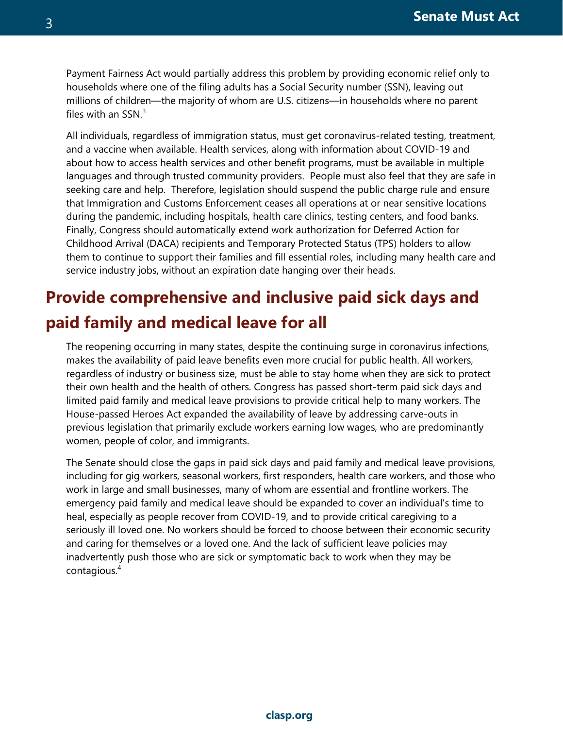Payment Fairness Act would partially address this problem by providing economic relief only to households where one of the filing adults has a Social Security number (SSN), leaving out millions of children—the majority of whom are U.S. citizens—in households where no parent files with an SSN.[3]

All individuals, regardless of immigration status, must get coronavirus-related testing, treatment, and a vaccine when available. Health services, along with information about COVID-19 and about how to access health services and other benefit programs, must be available in multiple languages and through trusted community providers. People must also feel that they are safe in seeking care and help. Therefore, legislation should suspend the public charge rule and ensure that Immigration and Customs Enforcement ceases all operations at or near sensitive locations during the pandemic, including hospitals, health care clinics, testing centers, and food banks. Finally, Congress should automatically extend work authorization for Deferred Action for Childhood Arrival (DACA) recipients and Temporary Protected Status (TPS) holders to allow them to continue to support their families and fill essential roles, including many health care and service industry jobs, without an expiration date hanging over their heads.

## Provide comprehensive and inclusive paid sick days and paid family and medical leave for all

The reopening occurring in many states, despite the continuing surge in coronavirus infections, makes the availability of paid leave benefits even more crucial for public health. All workers, regardless of industry or business size, must be able to stay home when they are sick to protect their own health and the health of others. Congress has passed short-term paid sick days and limited paid family and medical leave provisions to provide critical help to many workers. The House-passed Heroes Act expanded the availability of leave by addressing carve-outs in previous legislation that primarily exclude workers earning low wages, who are predominantly women, people of color, and immigrants.

The Senate should close the gaps in paid sick days and paid family and medical leave provisions, including for gig workers, seasonal workers, first responders, health care workers, and those who work in large and small businesses, many of whom are essential and frontline workers. The emergency paid family and medical leave should be expanded to cover an individual's time to heal, especially as people recover from COVID-19, and to provide critical caregiving to a seriously ill loved one. No workers should be forced to choose between their economic security and caring for themselves or a loved one. And the lack of sufficient leave policies may inadvertently push those who are sick or symptomatic back to work when they may be contagious.[4]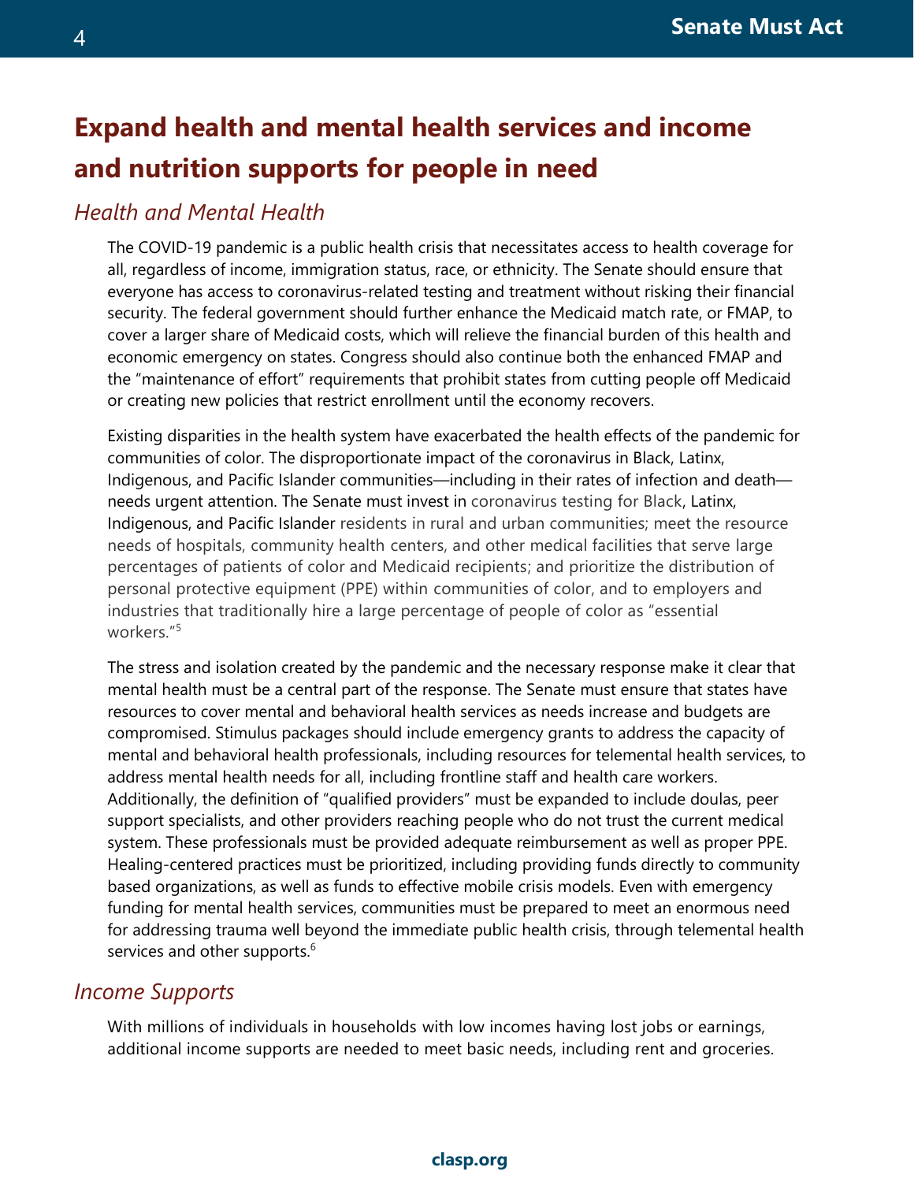## Expand health and mental health services and income and nutrition supports for people in need

### *Health and Mental Health*

The COVID-19 pandemic is a public health crisis that necessitates access to health coverage for all, regardless of income, immigration status, race, or ethnicity. The Senate should ensure that everyone has access to coronavirus-related testing and treatment without risking their financial security. The federal government should further enhance the Medicaid match rate, or FMAP, to cover a larger share of Medicaid costs, which will relieve the financial burden of this health and economic emergency on states. Congress should also continue both the enhanced FMAP and the "maintenance of effort" requirements that prohibit states from cutting people off Medicaid or creating new policies that restrict enrollment until the economy recovers.

Existing disparities in the health system have exacerbated the health effects of the pandemic for communities of color. The disproportionate impact of the coronavirus in Black, Latinx, Indigenous, and Pacific Islander communities—including in their rates of infection and death—needs urgent attention. The Senate must invest in coronavirus testing for Black, Latinx, Indigenous, and Pacific Islander residents in rural and urban communities; meet the resource needs of hospitals, community health centers, and other medical facilities that serve large percentages of patients of color and Medicaid recipients; and prioritize the distribution of personal protective equipment (PPE) within communities of color, and to employers and industries that traditionally hire a large percentage of people of color as "essential workers."[5]

The stress and isolation created by the pandemic and the necessary response make it clear that mental health must be a central part of the response. The Senate must ensure that states have resources to cover mental and behavioral health services as needs increase and budgets are compromised. Stimulus packages should include emergency grants to address the capacity of mental and behavioral health professionals, including resources for telemental health services, to address mental health needs for all, including frontline staff and health care workers. Additionally, the definition of "qualified providers" must be expanded to include doulas, peer support specialists, and other providers reaching people who do not trust the current medical system. These professionals must be provided adequate reimbursement as well as proper PPE. Healing-centered practices must be prioritized, including providing funds directly to community based organizations, as well as funds to effective mobile crisis models. Even with emergency funding for mental health services, communities must be prepared to meet an enormous need for addressing trauma well beyond the immediate public health crisis, through telemental health services and other supports.[6]

### *Income Supports*

With millions of individuals in households with low incomes having lost jobs or earnings, additional income supports are needed to meet basic needs, including rent and groceries.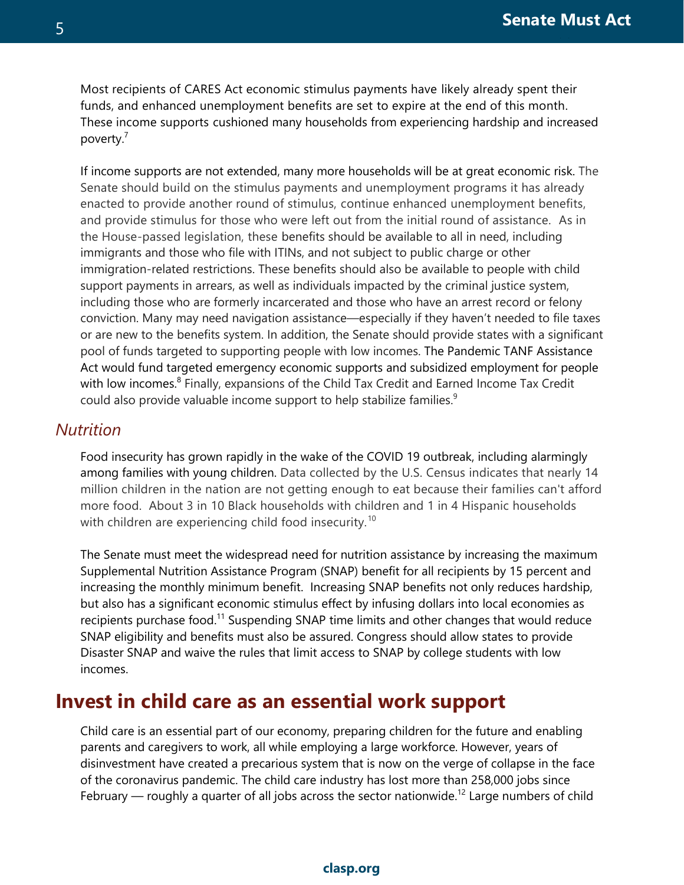Most recipients of CARES Act economic stimulus payments have likely already spent their funds, and enhanced unemployment benefits are set to expire at the end of this month. These income supports cushioned many households from experiencing hardship and increased poverty.[7]

If income supports are not extended, many more households will be at great economic risk. The Senate should build on the stimulus payments and unemployment programs it has already enacted to provide another round of stimulus, continue enhanced unemployment benefits, and provide stimulus for those who were left out from the initial round of assistance. As in the House-passed legislation, these benefits should be available to all in need, including immigrants and those who file with ITINs, and not subject to public charge or other immigration-related restrictions. These benefits should also be available to people with child support payments in arrears, as well as individuals impacted by the criminal justice system, including those who are formerly incarcerated and those who have an arrest record or felony conviction. Many may need navigation assistance—especially if they haven't needed to file taxes or are new to the benefits system. In addition, the Senate should provide states with a significant pool of funds targeted to supporting people with low incomes. The Pandemic TANF Assistance Act would fund targeted emergency economic supports and subsidized employment for people with low incomes.[8] Finally, expansions of the Child Tax Credit and Earned Income Tax Credit could also provide valuable income support to help stabilize families.[9]

### *Nutrition*

Food insecurity has grown rapidly in the wake of the COVID 19 outbreak, including alarmingly among families with young children. Data collected by the U.S. Census indicates that nearly 14 million children in the nation are not getting enough to eat because their families can't afford more food. About 3 in 10 Black households with children and 1 in 4 Hispanic households with children are experiencing child food insecurity.[10]

The Senate must meet the widespread need for nutrition assistance by increasing the maximum Supplemental Nutrition Assistance Program (SNAP) benefit for all recipients by 15 percent and increasing the monthly minimum benefit. Increasing SNAP benefits not only reduces hardship, but also has a significant economic stimulus effect by infusing dollars into local economies as recipients purchase food.[11] Suspending SNAP time limits and other changes that would reduce SNAP eligibility and benefits must also be assured. Congress should allow states to provide Disaster SNAP and waive the rules that limit access to SNAP by college students with low incomes.

## Invest in child care as an essential work support

Child care is an essential part of our economy, preparing children for the future and enabling parents and caregivers to work, all while employing a large workforce. However, years of disinvestment have created a precarious system that is now on the verge of collapse in the face of the coronavirus pandemic. The child care industry has lost more than 258,000 jobs since February — roughly a quarter of all jobs across the sector nationwide.[12] Large numbers of child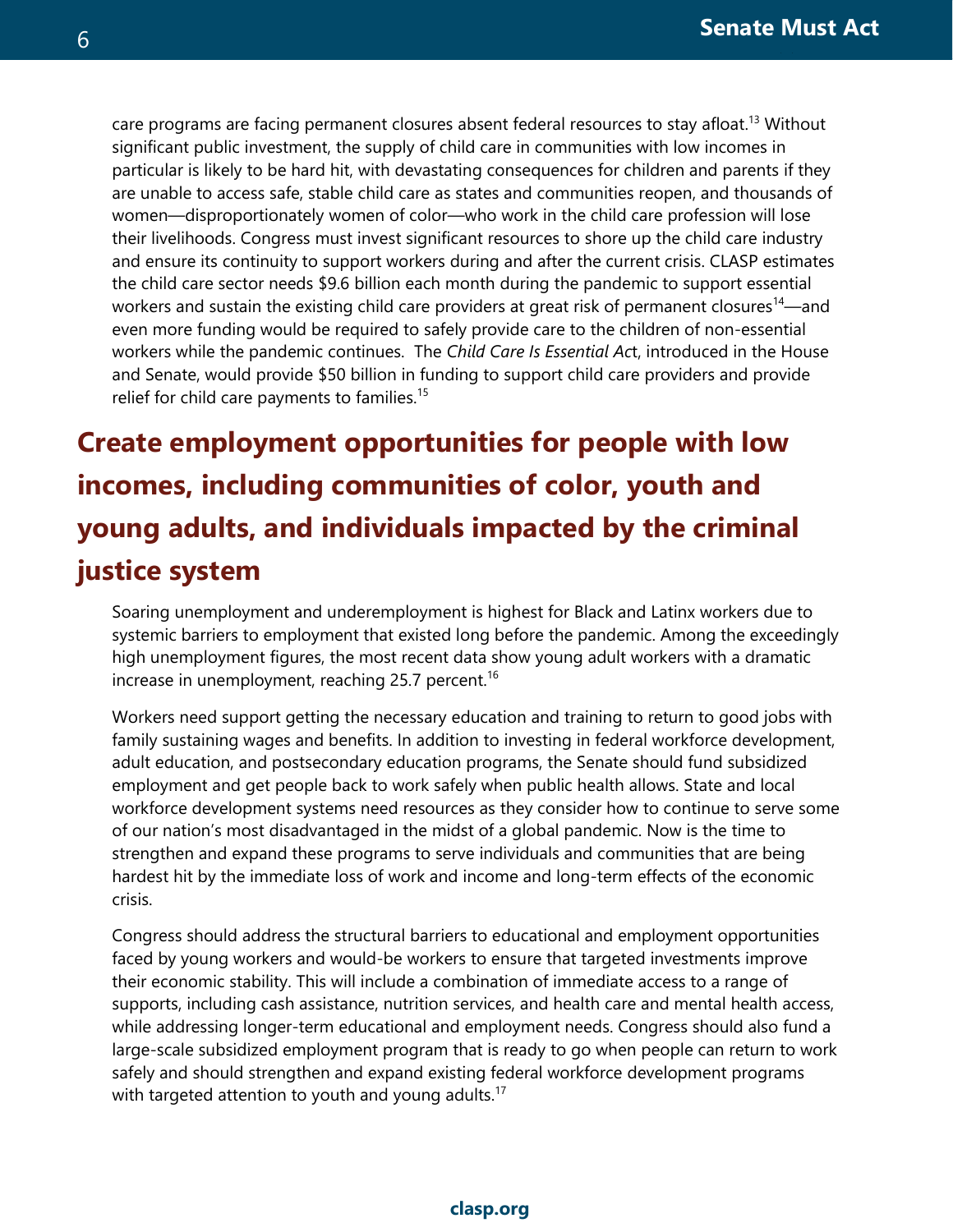care programs are facing permanent closures absent federal resources to stay afloat.[13] Without significant public investment, the supply of child care in communities with low incomes in particular is likely to be hard hit, with devastating consequences for children and parents if they are unable to access safe, stable child care as states and communities reopen, and thousands of women—disproportionately women of color—who work in the child care profession will lose their livelihoods. Congress must invest significant resources to shore up the child care industry and ensure its continuity to support workers during and after the current crisis. CLASP estimates the child care sector needs $9.6 billion each month during the pandemic to support essential workers and sustain the existing child care providers at great risk of permanent closures[14]—and even more funding would be required to safely provide care to the children of non-essential workers while the pandemic continues. The *Child Care Is Essential Ac*t, introduced in the House and Senate, would provide $50 billion in funding to support child care providers and provide relief for child care payments to families.[15]

## Create employment opportunities for people with low incomes, including communities of color, youth and young adults, and individuals impacted by the criminal justice system

Soaring unemployment and underemployment is highest for Black and Latinx workers due to systemic barriers to employment that existed long before the pandemic. Among the exceedingly high unemployment figures, the most recent data show young adult workers with a dramatic increase in unemployment, reaching 25.7 percent.[16]

Workers need support getting the necessary education and training to return to good jobs with family sustaining wages and benefits. In addition to investing in federal workforce development, adult education, and postsecondary education programs, the Senate should fund subsidized employment and get people back to work safely when public health allows. State and local workforce development systems need resources as they consider how to continue to serve some of our nation's most disadvantaged in the midst of a global pandemic. Now is the time to strengthen and expand these programs to serve individuals and communities that are being hardest hit by the immediate loss of work and income and long-term effects of the economic crisis.

Congress should address the structural barriers to educational and employment opportunities faced by young workers and would-be workers to ensure that targeted investments improve their economic stability. This will include a combination of immediate access to a range of supports, including cash assistance, nutrition services, and health care and mental health access, while addressing longer-term educational and employment needs. Congress should also fund a large-scale subsidized employment program that is ready to go when people can return to work safely and should strengthen and expand existing federal workforce development programs with targeted attention to youth and young adults.[17]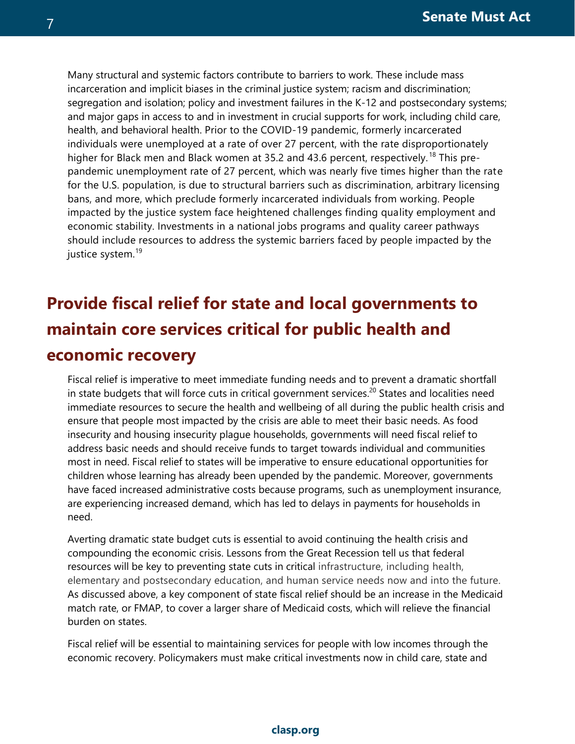Many structural and systemic factors contribute to barriers to work. These include mass incarceration and implicit biases in the criminal justice system; racism and discrimination; segregation and isolation; policy and investment failures in the K-12 and postsecondary systems; and major gaps in access to and in investment in crucial supports for work, including child care, health, and behavioral health. Prior to the COVID-19 pandemic, formerly incarcerated individuals were unemployed at a rate of over 27 percent, with the rate disproportionately higher for Black men and Black women at 35.2 and 43.6 percent, respectively.[18] This pre-pandemic unemployment rate of 27 percent, which was nearly five times higher than the rate for the U.S. population, is due to structural barriers such as discrimination, arbitrary licensing bans, and more, which preclude formerly incarcerated individuals from working. People impacted by the justice system face heightened challenges finding quality employment and economic stability. Investments in a national jobs programs and quality career pathways should include resources to address the systemic barriers faced by people impacted by the justice system.[19]

## Provide fiscal relief for state and local governments to maintain core services critical for public health and economic recovery

Fiscal relief is imperative to meet immediate funding needs and to prevent a dramatic shortfall in state budgets that will force cuts in critical government services.[20] States and localities need immediate resources to secure the health and wellbeing of all during the public health crisis and ensure that people most impacted by the crisis are able to meet their basic needs. As food insecurity and housing insecurity plague households, governments will need fiscal relief to address basic needs and should receive funds to target towards individual and communities most in need. Fiscal relief to states will be imperative to ensure educational opportunities for children whose learning has already been upended by the pandemic. Moreover, governments have faced increased administrative costs because programs, such as unemployment insurance, are experiencing increased demand, which has led to delays in payments for households in need.

Averting dramatic state budget cuts is essential to avoid continuing the health crisis and compounding the economic crisis. Lessons from the Great Recession tell us that federal resources will be key to preventing state cuts in critical infrastructure, including health, elementary and postsecondary education, and human service needs now and into the future. As discussed above, a key component of state fiscal relief should be an increase in the Medicaid match rate, or FMAP, to cover a larger share of Medicaid costs, which will relieve the financial burden on states.

Fiscal relief will be essential to maintaining services for people with low incomes through the economic recovery. Policymakers must make critical investments now in child care, state and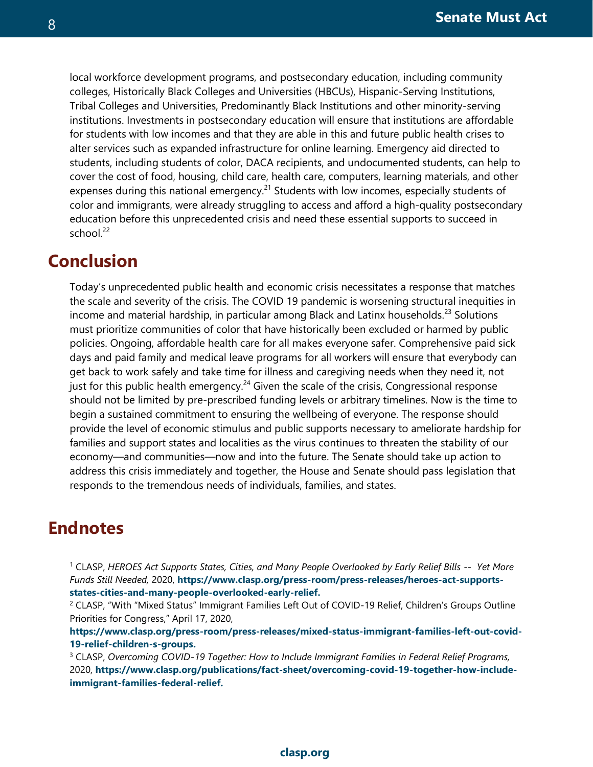local workforce development programs, and postsecondary education, including community colleges, Historically Black Colleges and Universities (HBCUs), Hispanic-Serving Institutions, Tribal Colleges and Universities, Predominantly Black Institutions and other minority-serving institutions. Investments in postsecondary education will ensure that institutions are affordable for students with low incomes and that they are able in this and future public health crises to alter services such as expanded infrastructure for online learning. Emergency aid directed to students, including students of color, DACA recipients, and undocumented students, can help to cover the cost of food, housing, child care, health care, computers, learning materials, and other expenses during this national emergency.[21] Students with low incomes, especially students of color and immigrants, were already struggling to access and afford a high-quality postsecondary education before this unprecedented crisis and need these essential supports to succeed in school.[22]

## Conclusion

Today's unprecedented public health and economic crisis necessitates a response that matches the scale and severity of the crisis. The COVID 19 pandemic is worsening structural inequities in income and material hardship, in particular among Black and Latinx households.[23] Solutions must prioritize communities of color that have historically been excluded or harmed by public policies. Ongoing, affordable health care for all makes everyone safer. Comprehensive paid sick days and paid family and medical leave programs for all workers will ensure that everybody can get back to work safely and take time for illness and caregiving needs when they need it, not just for this public health emergency.[24] Given the scale of the crisis, Congressional response should not be limited by pre-prescribed funding levels or arbitrary timelines. Now is the time to begin a sustained commitment to ensuring the wellbeing of everyone. The response should provide the level of economic stimulus and public supports necessary to ameliorate hardship for families and support states and localities as the virus continues to threaten the stability of our economy—and communities—now and into the future. The Senate should take up action to address this crisis immediately and together, the House and Senate should pass legislation that responds to the tremendous needs of individuals, families, and states.

## Endnotes

[1] CLASP, *HEROES Act Supports States, Cities, and Many People Overlooked by Early Relief Bills -- Yet More Funds Still Needed,* 2020, **https://www.clasp.org/press-room/press-releases/heroes-act-supports-states-cities-and-many-people-overlooked-early-relief.**

[2] CLASP, "With "Mixed Status" Immigrant Families Left Out of COVID-19 Relief, Children's Groups Outline Priorities for Congress," April 17, 2020, **https://www.clasp.org/press-room/press-releases/mixed-status-immigrant-families-left-out-covid-19-relief-children-s-groups.**

[3] CLASP, *Overcoming COVID-19 Together: How to Include Immigrant Families in Federal Relief Programs,* 2020, **https://www.clasp.org/publications/fact-sheet/overcoming-covid-19-together-how-include-immigrant-families-federal-relief.**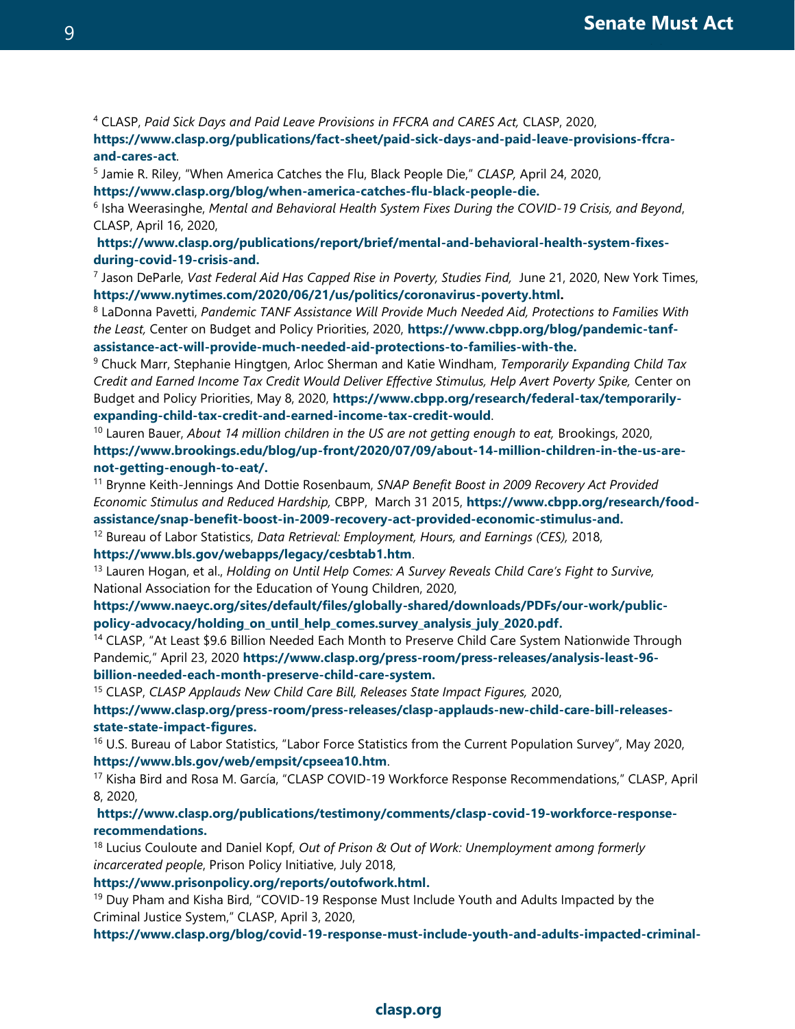[4] CLASP, *Paid Sick Days and Paid Leave Provisions in FFCRA and CARES Act,* CLASP, 2020, **https://www.clasp.org/publications/fact-sheet/paid-sick-days-and-paid-leave-provisions-ffcra-and-cares-act**.

[5] Jamie R. Riley, "When America Catches the Flu, Black People Die," *CLASP,* April 24, 2020, **https://www.clasp.org/blog/when-america-catches-flu-black-people-die.**

[6] Isha Weerasinghe, *Mental and Behavioral Health System Fixes During the COVID-19 Crisis, and Beyond*, CLASP, April 16, 2020, **https://www.clasp.org/publications/report/brief/mental-and-behavioral-health-system-fixes-during-covid-19-crisis-and.**

[7] Jason DeParle, *Vast Federal Aid Has Capped Rise in Poverty, Studies Find,* June 21, 2020, New York Times, **https://www.nytimes.com/2020/06/21/us/politics/coronavirus-poverty.html.**

[8] LaDonna Pavetti, *Pandemic TANF Assistance Will Provide Much Needed Aid, Protections to Families With the Least,* Center on Budget and Policy Priorities, 2020, **https://www.cbpp.org/blog/pandemic-tanf-assistance-act-will-provide-much-needed-aid-protections-to-families-with-the.**

[9] Chuck Marr, Stephanie Hingtgen, Arloc Sherman and Katie Windham, *Temporarily Expanding Child Tax Credit and Earned Income Tax Credit Would Deliver Effective Stimulus, Help Avert Poverty Spike,* Center on Budget and Policy Priorities, May 8, 2020, **https://www.cbpp.org/research/federal-tax/temporarily-expanding-child-tax-credit-and-earned-income-tax-credit-would**.

[10] Lauren Bauer, *About 14 million children in the US are not getting enough to eat,* Brookings, 2020, **https://www.brookings.edu/blog/up-front/2020/07/09/about-14-million-children-in-the-us-are-not-getting-enough-to-eat/.**

[11] Brynne Keith-Jennings And Dottie Rosenbaum, *SNAP Benefit Boost in 2009 Recovery Act Provided Economic Stimulus and Reduced Hardship,* CBPP, March 31 2015, **https://www.cbpp.org/research/food-assistance/snap-benefit-boost-in-2009-recovery-act-provided-economic-stimulus-and.**

[12] Bureau of Labor Statistics, *Data Retrieval: Employment, Hours, and Earnings (CES),* 2018, **https://www.bls.gov/webapps/legacy/cesbtab1.htm**.

[13] Lauren Hogan, et al., *Holding on Until Help Comes: A Survey Reveals Child Care's Fight to Survive,* National Association for the Education of Young Children, 2020, **https://www.naeyc.org/sites/default/files/globally-shared/downloads/PDFs/our-work/public-policy-advocacy/holding_on_until_help_comes.survey_analysis_july_2020.pdf.**

[14] CLASP, "At Least $9.6 Billion Needed Each Month to Preserve Child Care System Nationwide Through Pandemic," April 23, 2020 **https://www.clasp.org/press-room/press-releases/analysis-least-96-billion-needed-each-month-preserve-child-care-system.**

[15] CLASP, *CLASP Applauds New Child Care Bill, Releases State Impact Figures,* 2020, **https://www.clasp.org/press-room/press-releases/clasp-applauds-new-child-care-bill-releases-state-state-impact-figures.**

[16] U.S. Bureau of Labor Statistics, "Labor Force Statistics from the Current Population Survey", May 2020, **https://www.bls.gov/web/empsit/cpseea10.htm**.

[17] Kisha Bird and Rosa M. García, "CLASP COVID-19 Workforce Response Recommendations," CLASP, April 8, 2020, **https://www.clasp.org/publications/testimony/comments/clasp-covid-19-workforce-response-recommendations.**

[18] Lucius Couloute and Daniel Kopf, *Out of Prison & Out of Work: Unemployment among formerly incarcerated people*, Prison Policy Initiative, July 2018, **https://www.prisonpolicy.org/reports/outofwork.html.**

[19] Duy Pham and Kisha Bird, "COVID-19 Response Must Include Youth and Adults Impacted by the Criminal Justice System," CLASP, April 3, 2020, **https://www.clasp.org/blog/covid-19-response-must-include-youth-and-adults-impacted-criminal-**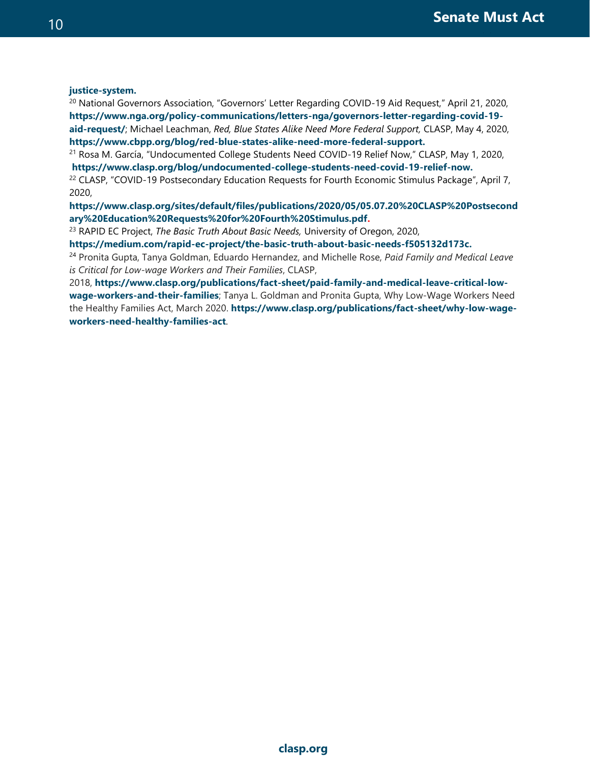**justice-system.**

[20] National Governors Association, "Governors' Letter Regarding COVID-19 Aid Request," April 21, 2020, **https://www.nga.org/policy-communications/letters-nga/governors-letter-regarding-covid-19-aid-request/**; Michael Leachman, *Red, Blue States Alike Need More Federal Support,* CLASP, May 4, 2020, **https://www.cbpp.org/blog/red-blue-states-alike-need-more-federal-support.**

[21] Rosa M. García, "Undocumented College Students Need COVID-19 Relief Now," CLASP, May 1, 2020, **https://www.clasp.org/blog/undocumented-college-students-need-covid-19-relief-now.**

[22] CLASP, "COVID-19 Postsecondary Education Requests for Fourth Economic Stimulus Package", April 7, 2020, **https://www.clasp.org/sites/default/files/publications/2020/05/05.07.20%20CLASP%20Postsecondary%20Education%20Requests%20for%20Fourth%20Stimulus.pdf.**

[23] RAPID EC Project, *The Basic Truth About Basic Needs,* University of Oregon, 2020, **https://medium.com/rapid-ec-project/the-basic-truth-about-basic-needs-f505132d173c.**

[24] Pronita Gupta, Tanya Goldman, Eduardo Hernandez, and Michelle Rose, *Paid Family and Medical Leave is Critical for Low-wage Workers and Their Families*, CLASP, 2018, **https://www.clasp.org/publications/fact-sheet/paid-family-and-medical-leave-critical-low-wage-workers-and-their-families**; Tanya L. Goldman and Pronita Gupta, Why Low-Wage Workers Need the Healthy Families Act, March 2020. **https://www.clasp.org/publications/fact-sheet/why-low-wage-workers-need-healthy-families-act**.